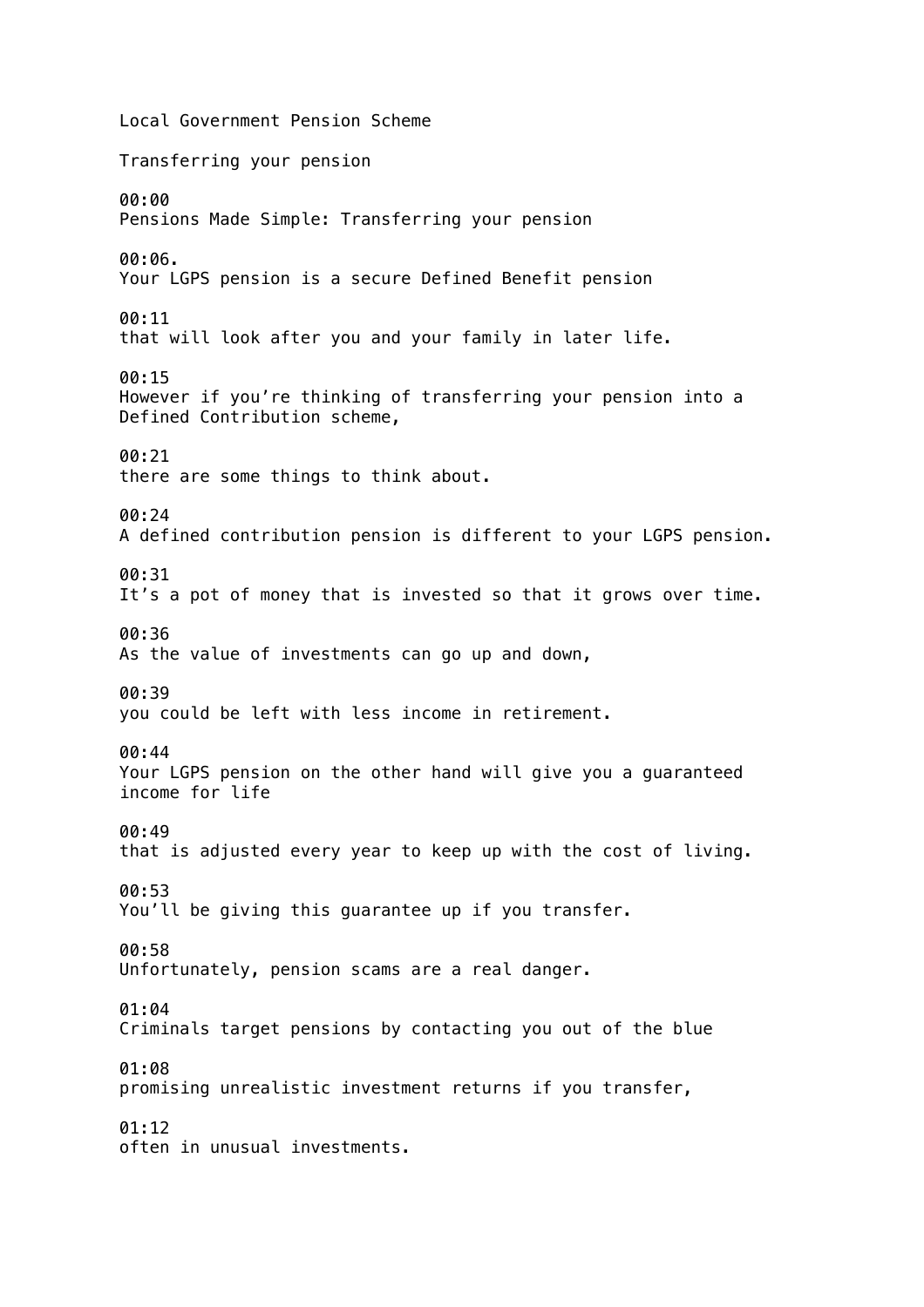Local Government Pension Scheme

Transferring your pension

00:00
Pensions Made Simple: Transferring your pension

00:06.
Your LGPS pension is a secure Defined Benefit pension

00:11
that will look after you and your family in later life.

00:15
However if you're thinking of transferring your pension into a Defined Contribution scheme,

00:21
there are some things to think about.

00:24
A defined contribution pension is different to your LGPS pension.

00:31
It's a pot of money that is invested so that it grows over time.

00:36
As the value of investments can go up and down,

00:39
you could be left with less income in retirement.

00:44
Your LGPS pension on the other hand will give you a guaranteed income for life

00:49
that is adjusted every year to keep up with the cost of living.

00:53
You'll be giving this guarantee up if you transfer.

00:58
Unfortunately, pension scams are a real danger.

01:04
Criminals target pensions by contacting you out of the blue

01:08
promising unrealistic investment returns if you transfer,

01:12
often in unusual investments.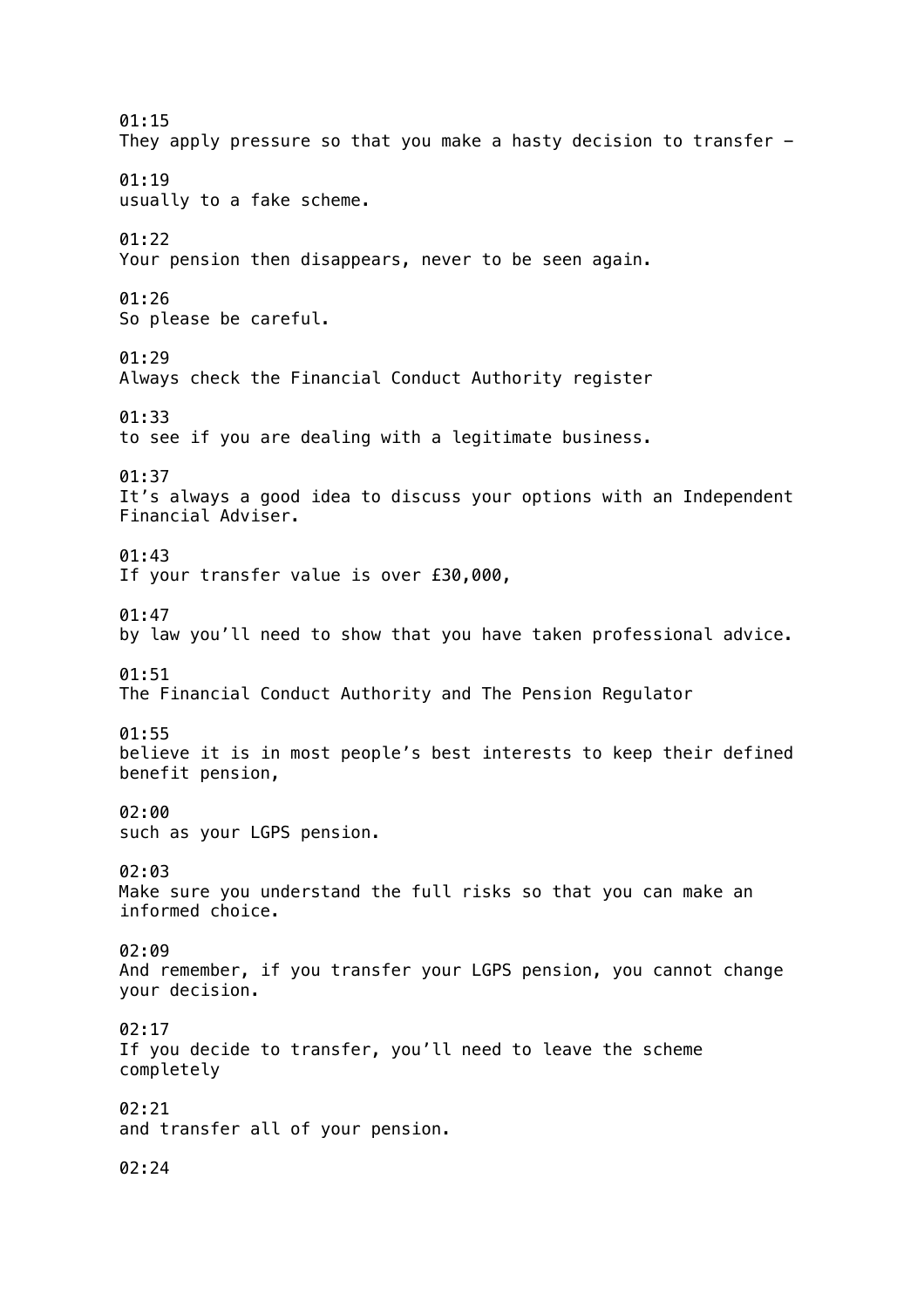01:15
They apply pressure so that you make a hasty decision to transfer –

01:19
usually to a fake scheme.

01:22
Your pension then disappears, never to be seen again.

01:26
So please be careful.

01:29
Always check the Financial Conduct Authority register

01:33
to see if you are dealing with a legitimate business.

01:37
It's always a good idea to discuss your options with an Independent Financial Adviser.

01:43
If your transfer value is over £30,000,

01:47
by law you'll need to show that you have taken professional advice.

01:51
The Financial Conduct Authority and The Pension Regulator

01:55
believe it is in most people's best interests to keep their defined benefit pension,

02:00
such as your LGPS pension.

02:03
Make sure you understand the full risks so that you can make an informed choice.

02:09
And remember, if you transfer your LGPS pension, you cannot change your decision.

02:17
If you decide to transfer, you'll need to leave the scheme completely

02:21
and transfer all of your pension.

02:24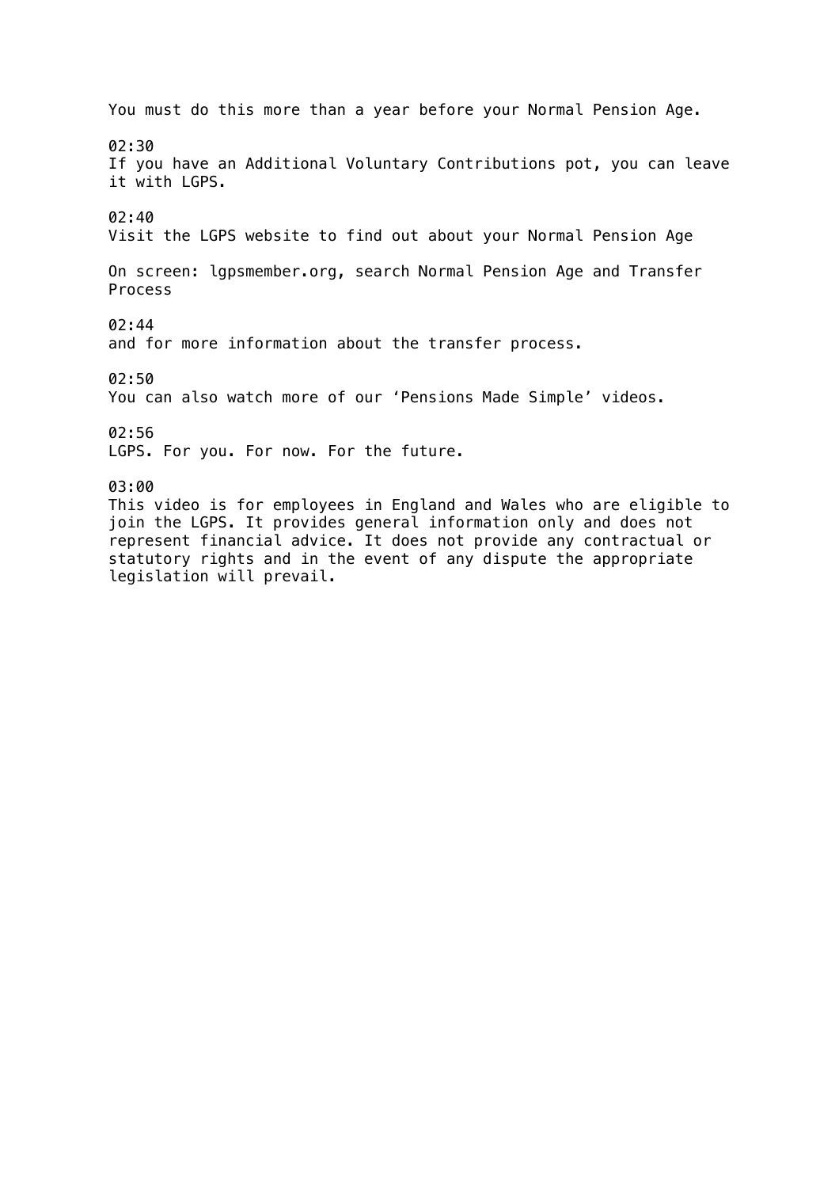You must do this more than a year before your Normal Pension Age.

02:30
If you have an Additional Voluntary Contributions pot, you can leave it with LGPS.

02:40
Visit the LGPS website to find out about your Normal Pension Age

On screen: lgpsmember.org, search Normal Pension Age and Transfer Process

02:44
and for more information about the transfer process.

02:50
You can also watch more of our 'Pensions Made Simple' videos.

02:56
LGPS. For you. For now. For the future.

03:00
This video is for employees in England and Wales who are eligible to join the LGPS. It provides general information only and does not represent financial advice. It does not provide any contractual or statutory rights and in the event of any dispute the appropriate legislation will prevail.